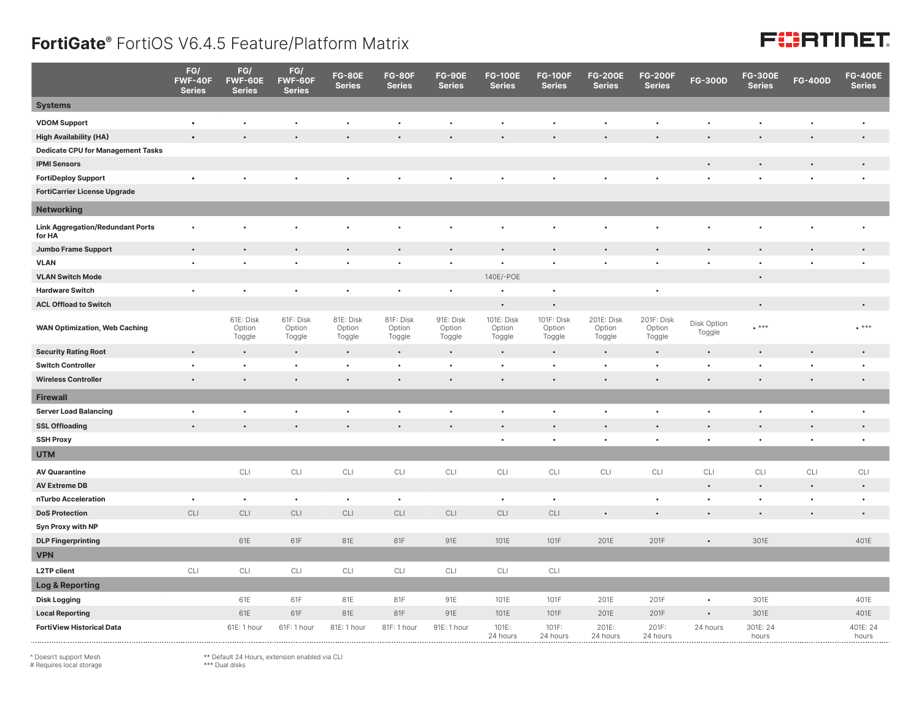# FortiGate® FortiOS V6.4.5 Feature/Platform Matrix

| | FG/ FWF-40F Series | FG/ FWF-60E Series | FG/ FWF-60F Series | FG-80E Series | FG-80F Series | FG-90E Series | FG-100E Series | FG-100F Series | FG-200E Series | FG-200F Series | FG-300D | FG-300E Series | FG-400D | FG-400E Series |
|---|---|---|---|---|---|---|---|---|---|---|---|---|---|---|
| **Systems** | | | | | | | | | | | | | | |
| **VDOM Support** | • | • | • | • | • | • | • | • | • | • | • | • | • | • |
| **High Availability (HA)** | • | • | • | • | • | • | • | • | • | • | • | • | • | • |
| **Dedicate CPU for Management Tasks** | | | | | | | | | | | | | | |
| **IPMI Sensors** | | | | | | | | | | | • | • | • | • |
| **FortiDeploy Support** | • | • | • | • | • | • | • | • | • | • | • | • | • | • |
| **FortiCarrier License Upgrade** | | | | | | | | | | | | | | |
| **Networking** | | | | | | | | | | | | | | |
| **Link Aggregation/Redundant Ports for HA** | • | • | • | • | • | • | • | • | • | • | • | • | • | • |
| **Jumbo Frame Support** | • | • | • | • | • | • | • | • | • | • | • | • | • | • |
| **VLAN** | • | • | • | • | • | • | • | • | • | • | • | • | • | • |
| **VLAN Switch Mode** | | | | | | | 140E/-POE | | | | | • | | |
| **Hardware Switch** | • | • | • | • | • | • | • | • | | • | | | | |
| **ACL Offload to Switch** | | | | | | | • | • | | | | • | | • |
| **WAN Optimization, Web Caching** | | 61E: Disk Option Toggle | 61F: Disk Option Toggle | 81E: Disk Option Toggle | 81F: Disk Option Toggle | 91E: Disk Option Toggle | 101E: Disk Option Toggle | 101F: Disk Option Toggle | 201E: Disk Option Toggle | 201F: Disk Option Toggle | Disk Option Toggle | • *** | | • *** |
| **Security Rating Root** | • | • | • | • | • | • | • | • | • | • | • | • | • | • |
| **Switch Controller** | • | • | • | • | • | • | • | • | • | • | • | • | • | • |
| **Wireless Controller** | • | • | • | • | • | • | • | • | • | • | • | • | • | • |
| **Firewall** | | | | | | | | | | | | | | |
| **Server Load Balancing** | • | • | • | • | • | • | • | • | • | • | • | • | • | • |
| **SSL Offloading** | • | • | • | • | • | • | • | • | • | • | • | • | • | • |
| **SSH Proxy** | | | | | | | • | • | • | • | • | • | • | • |
| **UTM** | | | | | | | | | | | | | | |
| **AV Quarantine** | | CLI | CLI | CLI | CLI | CLI | CLI | CLI | CLI | CLI | CLI | CLI | CLI | CLI |
| **AV Extreme DB** | | | | | | | | | | | • | • | • | • |
| **nTurbo Acceleration** | • | • | • | • | • | | • | • | | • | • | • | • | • |
| **DoS Protection** | CLI | CLI | CLI | CLI | CLI | CLI | CLI | CLI | • | • | • | • | • | • |
| **Syn Proxy with NP** | | | | | | | | | | | | | | |
| **DLP Fingerprinting** | | 61E | 61F | 81E | 81F | 91E | 101E | 101F | 201E | 201F | • | 301E | | 401E |
| **VPN** | | | | | | | | | | | | | | |
| **L2TP client** | CLI | CLI | CLI | CLI | CLI | CLI | CLI | CLI | | | | | | |
| **Log & Reporting** | | | | | | | | | | | | | | |
| **Disk Logging** | | 61E | 61F | 81E | 81F | 91E | 101E | 101F | 201E | 201F | • | 301E | | 401E |
| **Local Reporting** | | 61E | 61F | 81E | 81F | 91E | 101E | 101F | 201E | 201F | • | 301E | | 401E |
| **FortiView Historical Data** | | 61E: 1 hour | 61F: 1 hour | 81E: 1 hour | 81F: 1 hour | 91E: 1 hour | 101E: 24 hours | 101F: 24 hours | 201E: 24 hours | 201F: 24 hours | 24 hours | 301E: 24 hours | | 401E: 24 hours |

^ Doesn't support Mesh
# Requires local storage

** Default 24 Hours, extension enabled via CLI
*** Dual disks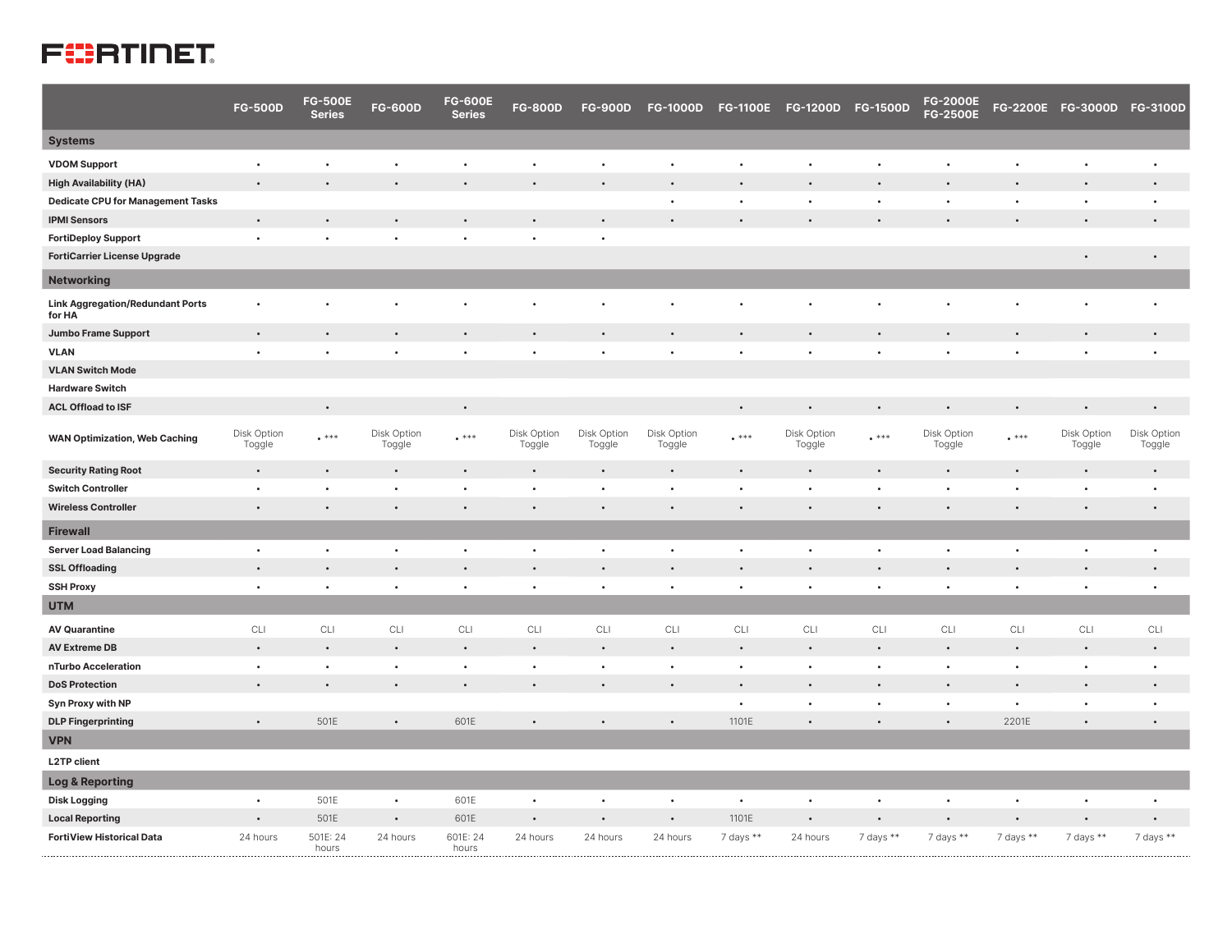| | FG-500D | FG-500E Series | FG-600D | FG-600E Series | FG-800D | FG-900D | FG-1000D | FG-1100E | FG-1200D | FG-1500D | FG-2000E FG-2500E | FG-2200E | FG-3000D | FG-3100D |
|---|---|---|---|---|---|---|---|---|---|---|---|---|---|---|
| **Systems** | | | | | | | | | | | | | | |
| **VDOM Support** | • | • | • | • | • | • | • | • | • | • | • | • | • | • |
| **High Availability (HA)** | • | • | • | • | • | • | • | • | • | • | • | • | • | • |
| **Dedicate CPU for Management Tasks** | | | | | | | • | • | • | • | • | • | • | • |
| **IPMI Sensors** | • | • | • | • | • | • | • | • | • | • | • | • | • | • |
| **FortiDeploy Support** | • | • | • | • | • | • | | | | | | | | |
| **FortiCarrier License Upgrade** | | | | | | | | | | | | | • | • |
| **Networking** | | | | | | | | | | | | | | |
| **Link Aggregation/Redundant Ports for HA** | • | • | • | • | • | • | • | • | • | • | • | • | • | • |
| **Jumbo Frame Support** | • | • | • | • | • | • | • | • | • | • | • | • | • | • |
| **VLAN** | • | • | • | • | • | • | • | • | • | • | • | • | • | • |
| **VLAN Switch Mode** | | | | | | | | | | | | | | |
| **Hardware Switch** | | | | | | | | | | | | | | |
| **ACL Offload to ISF** | | • | | • | | | | • | • | • | • | • | • | • |
| **WAN Optimization, Web Caching** | Disk Option Toggle | • *** | Disk Option Toggle | • *** | Disk Option Toggle | Disk Option Toggle | Disk Option Toggle | • *** | Disk Option Toggle | • *** | Disk Option Toggle | • *** | Disk Option Toggle | Disk Option Toggle |
| **Security Rating Root** | • | • | • | • | • | • | • | • | • | • | • | • | • | • |
| **Switch Controller** | • | • | • | • | • | • | • | • | • | • | • | • | • | • |
| **Wireless Controller** | • | • | • | • | • | • | • | • | • | • | • | • | • | • |
| **Firewall** | | | | | | | | | | | | | | |
| **Server Load Balancing** | • | • | • | • | • | • | • | • | • | • | • | • | • | • |
| **SSL Offloading** | • | • | • | • | • | • | • | • | • | • | • | • | • | • |
| **SSH Proxy** | • | • | • | • | • | • | • | • | • | • | • | • | • | • |
| **UTM** | | | | | | | | | | | | | | |
| **AV Quarantine** | CLI | CLI | CLI | CLI | CLI | CLI | CLI | CLI | CLI | CLI | CLI | CLI | CLI | CLI |
| **AV Extreme DB** | • | • | • | • | • | • | • | • | • | • | • | • | • | • |
| **nTurbo Acceleration** | • | • | • | • | • | • | • | • | • | • | • | • | • | • |
| **DoS Protection** | • | • | • | • | • | • | • | • | • | • | • | • | • | • |
| **Syn Proxy with NP** | | | | | | | | • | • | • | • | • | • | • |
| **DLP Fingerprinting** | • | 501E | • | 601E | • | • | • | 1101E | • | • | • | 2201E | • | • |
| **VPN** | | | | | | | | | | | | | | |
| **L2TP client** | | | | | | | | | | | | | | |
| **Log & Reporting** | | | | | | | | | | | | | | |
| **Disk Logging** | • | 501E | • | 601E | • | • | • | • | • | • | • | • | • | • |
| **Local Reporting** | • | 501E | • | 601E | • | • | • | 1101E | • | • | • | • | • | • |
| **FortiView Historical Data** | 24 hours | 501E: 24 hours | 24 hours | 601E: 24 hours | 24 hours | 24 hours | 24 hours | 7 days ** | 24 hours | 7 days ** | 7 days ** | 7 days ** | 7 days ** | 7 days ** |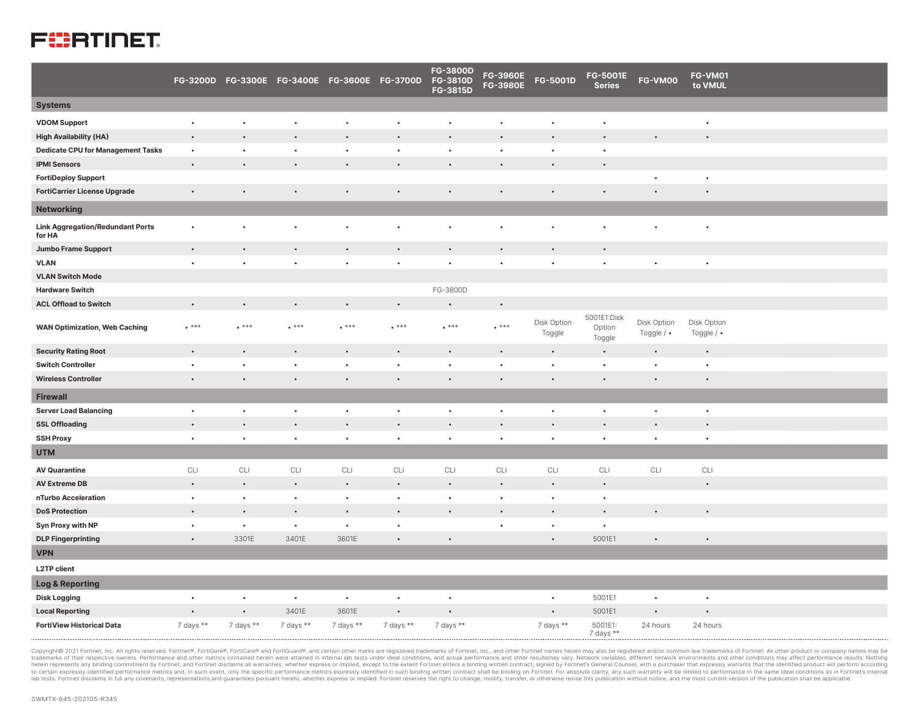| | FG-3200D | FG-3300E | FG-3400E | FG-3600E | FG-3700D | FG-3800D FG-3810D FG-3815D | FG-3960E FG-3980E | FG-5001D | FG-5001E Series | FG-VM00 | FG-VM01 to VMUL |
|---|---|---|---|---|---|---|---|---|---|---|---|
| **Systems** | | | | | | | | | | | |
| **VDOM Support** | • | • | • | • | • | • | • | • | • | | • |
| **High Availability (HA)** | • | • | • | • | • | • | • | • | • | • | • |
| **Dedicate CPU for Management Tasks** | • | • | • | • | • | • | • | • | • | | |
| **IPMI Sensors** | • | • | • | • | • | • | • | • | • | | |
| **FortiDeploy Support** | | | | | | | | | | • | • |
| **FortiCarrier License Upgrade** | • | • | • | • | • | • | • | • | • | • | • |
| **Networking** | | | | | | | | | | | |
| **Link Aggregation/Redundant Ports for HA** | • | • | • | • | • | • | • | • | • | • | • |
| **Jumbo Frame Support** | • | • | • | • | • | • | • | • | • | | |
| **VLAN** | • | • | • | • | • | • | • | • | • | • | • |
| **VLAN Switch Mode** | | | | | | | | | | | |
| **Hardware Switch** | | | | | | FG-3800D | | | | | |
| **ACL Offload to Switch** | • | • | • | • | • | • | • | | | | |
| **WAN Optimization, Web Caching** | • *** | • *** | • *** | • *** | • *** | • *** | • *** | Disk Option Toggle | 5001E1:Disk Option Toggle | Disk Option Toggle / • | Disk Option Toggle / • |
| **Security Rating Root** | • | • | • | • | • | • | • | • | • | • | • |
| **Switch Controller** | • | • | • | • | • | • | • | • | • | • | • |
| **Wireless Controller** | • | • | • | • | • | • | • | • | • | • | • |
| **Firewall** | | | | | | | | | | | |
| **Server Load Balancing** | • | • | • | • | • | • | • | • | • | • | • |
| **SSL Offloading** | • | • | • | • | • | • | • | • | • | • | • |
| **SSH Proxy** | • | • | • | • | • | • | • | • | • | • | • |
| **UTM** | | | | | | | | | | | |
| **AV Quarantine** | CLI | CLI | CLI | CLI | CLI | CLI | CLI | CLI | CLI | CLI | CLI |
| **AV Extreme DB** | • | • | • | • | • | • | • | • | • | | • |
| **nTurbo Acceleration** | • | • | • | • | • | • | • | • | • | | |
| **DoS Protection** | • | • | • | • | • | • | • | • | • | • | • |
| **Syn Proxy with NP** | • | • | • | • | • | | • | • | • | | |
| **DLP Fingerprinting** | • | 3301E | 3401E | 3601E | • | • | | • | 5001E1 | • | • |
| **VPN** | | | | | | | | | | | |
| **L2TP client** | | | | | | | | | | | |
| **Log & Reporting** | | | | | | | | | | | |
| **Disk Logging** | • | • | • | • | • | • | | • | 5001E1 | • | • |
| **Local Reporting** | • | • | 3401E | 3601E | • | • | | • | 5001E1 | • | • |
| **FortiView Historical Data** | 7 days ** | 7 days ** | 7 days ** | 7 days ** | 7 days ** | 7 days ** | | 7 days ** | 5001E1: 7 days ** | 24 hours | 24 hours |

Copyright© 2021 Fortinet, Inc. All rights reserved. Fortinet®, FortiGate®, FortiCare® and FortiGuard®, and certain other marks are registered trademarks of Fortinet, Inc., and other Fortinet names herein may also be registered and/or common law trademarks of Fortinet. All other product or company names may be trademarks of their respective owners. Performance and other metrics contained herein were attained in internal lab tests under ideal conditions, and actual performance and other resultsmay vary. Network variables, different network environments and other conditions may affect performance results. Nothing herein represents any binding commitment by Fortinet, and Fortinet disclaims all warranties, whether express or implied, except to the extent Fortinet enters a binding written contract, signed by Fortinet's General Counsel, with a purchaser that expressly warrants that the identified product will perform according to certain expressly-identified performance metrics and, in such event, only the specific performance metrics expressly identified in such binding written contract shall be binding on Fortinet. For absolute clarity, any such warranty will be limited to performance in the same ideal conditions as in Fortinet's internal lab tests. Fortinet disclaims in full any covenants, representations,and guarantees pursuant hereto, whether express or implied. Fortinet reserves the right to change, modify, transfer, or otherwise revise this publication without notice, and the most current version of the publication shall be applicable.

SWMTX-645-202105-R345